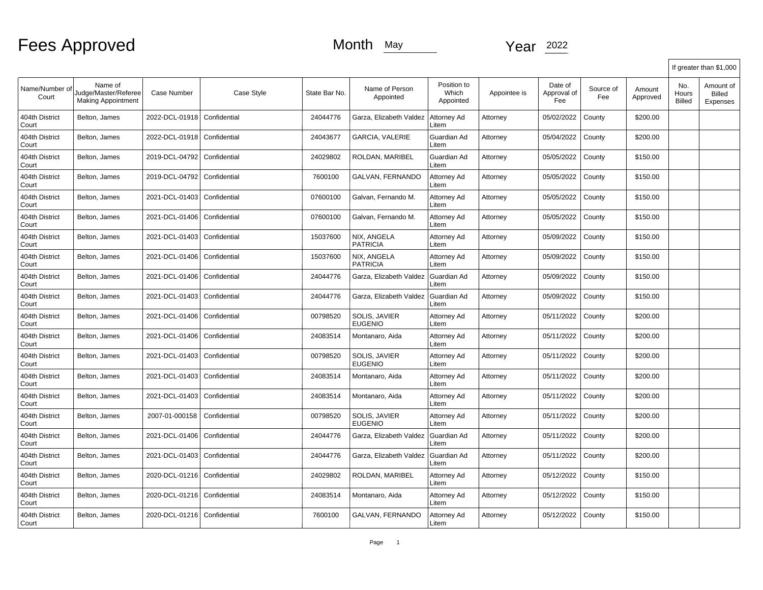# Fees Approved

Month May

Year 2022

| Name/Number of Court | Name of Judge/Master/Referee Making Appointment | Case Number | Case Style | State Bar No. | Name of Person Appointed | Position to Which Appointed | Appointee is | Date of Approval of Fee | Source of Fee | Amount Approved | If greater than $1,000 No. Hours Billed | Amount of Billed Expenses |
|---|---|---|---|---|---|---|---|---|---|---|---|---|
| 404th District Court | Belton, James | 2022-DCL-01918 | Confidential | 24044776 | Garza, Elizabeth Valdez | Attorney Ad Litem | Attorney | 05/02/2022 | County | $200.00 | | |
| 404th District Court | Belton, James | 2022-DCL-01918 | Confidential | 24043677 | GARCIA, VALERIE | Guardian Ad Litem | Attorney | 05/04/2022 | County | $200.00 | | |
| 404th District Court | Belton, James | 2019-DCL-04792 | Confidential | 24029802 | ROLDAN, MARIBEL | Guardian Ad Litem | Attorney | 05/05/2022 | County | $150.00 | | |
| 404th District Court | Belton, James | 2019-DCL-04792 | Confidential | 7600100 | GALVAN, FERNANDO | Attorney Ad Litem | Attorney | 05/05/2022 | County | $150.00 | | |
| 404th District Court | Belton, James | 2021-DCL-01403 | Confidential | 07600100 | Galvan, Fernando M. | Attorney Ad Litem | Attorney | 05/05/2022 | County | $150.00 | | |
| 404th District Court | Belton, James | 2021-DCL-01406 | Confidential | 07600100 | Galvan, Fernando M. | Attorney Ad Litem | Attorney | 05/05/2022 | County | $150.00 | | |
| 404th District Court | Belton, James | 2021-DCL-01403 | Confidential | 15037600 | NIX, ANGELA PATRICIA | Attorney Ad Litem | Attorney | 05/09/2022 | County | $150.00 | | |
| 404th District Court | Belton, James | 2021-DCL-01406 | Confidential | 15037600 | NIX, ANGELA PATRICIA | Attorney Ad Litem | Attorney | 05/09/2022 | County | $150.00 | | |
| 404th District Court | Belton, James | 2021-DCL-01406 | Confidential | 24044776 | Garza, Elizabeth Valdez | Guardian Ad Litem | Attorney | 05/09/2022 | County | $150.00 | | |
| 404th District Court | Belton, James | 2021-DCL-01403 | Confidential | 24044776 | Garza, Elizabeth Valdez | Guardian Ad Litem | Attorney | 05/09/2022 | County | $150.00 | | |
| 404th District Court | Belton, James | 2021-DCL-01406 | Confidential | 00798520 | SOLIS, JAVIER EUGENIO | Attorney Ad Litem | Attorney | 05/11/2022 | County | $200.00 | | |
| 404th District Court | Belton, James | 2021-DCL-01406 | Confidential | 24083514 | Montanaro, Aida | Attorney Ad Litem | Attorney | 05/11/2022 | County | $200.00 | | |
| 404th District Court | Belton, James | 2021-DCL-01403 | Confidential | 00798520 | SOLIS, JAVIER EUGENIO | Attorney Ad Litem | Attorney | 05/11/2022 | County | $200.00 | | |
| 404th District Court | Belton, James | 2021-DCL-01403 | Confidential | 24083514 | Montanaro, Aida | Attorney Ad Litem | Attorney | 05/11/2022 | County | $200.00 | | |
| 404th District Court | Belton, James | 2021-DCL-01403 | Confidential | 24083514 | Montanaro, Aida | Attorney Ad Litem | Attorney | 05/11/2022 | County | $200.00 | | |
| 404th District Court | Belton, James | 2007-01-000158 | Confidential | 00798520 | SOLIS, JAVIER EUGENIO | Attorney Ad Litem | Attorney | 05/11/2022 | County | $200.00 | | |
| 404th District Court | Belton, James | 2021-DCL-01406 | Confidential | 24044776 | Garza, Elizabeth Valdez | Guardian Ad Litem | Attorney | 05/11/2022 | County | $200.00 | | |
| 404th District Court | Belton, James | 2021-DCL-01403 | Confidential | 24044776 | Garza, Elizabeth Valdez | Guardian Ad Litem | Attorney | 05/11/2022 | County | $200.00 | | |
| 404th District Court | Belton, James | 2020-DCL-01216 | Confidential | 24029802 | ROLDAN, MARIBEL | Attorney Ad Litem | Attorney | 05/12/2022 | County | $150.00 | | |
| 404th District Court | Belton, James | 2020-DCL-01216 | Confidential | 24083514 | Montanaro, Aida | Attorney Ad Litem | Attorney | 05/12/2022 | County | $150.00 | | |
| 404th District Court | Belton, James | 2020-DCL-01216 | Confidential | 7600100 | GALVAN, FERNANDO | Attorney Ad Litem | Attorney | 05/12/2022 | County | $150.00 | | |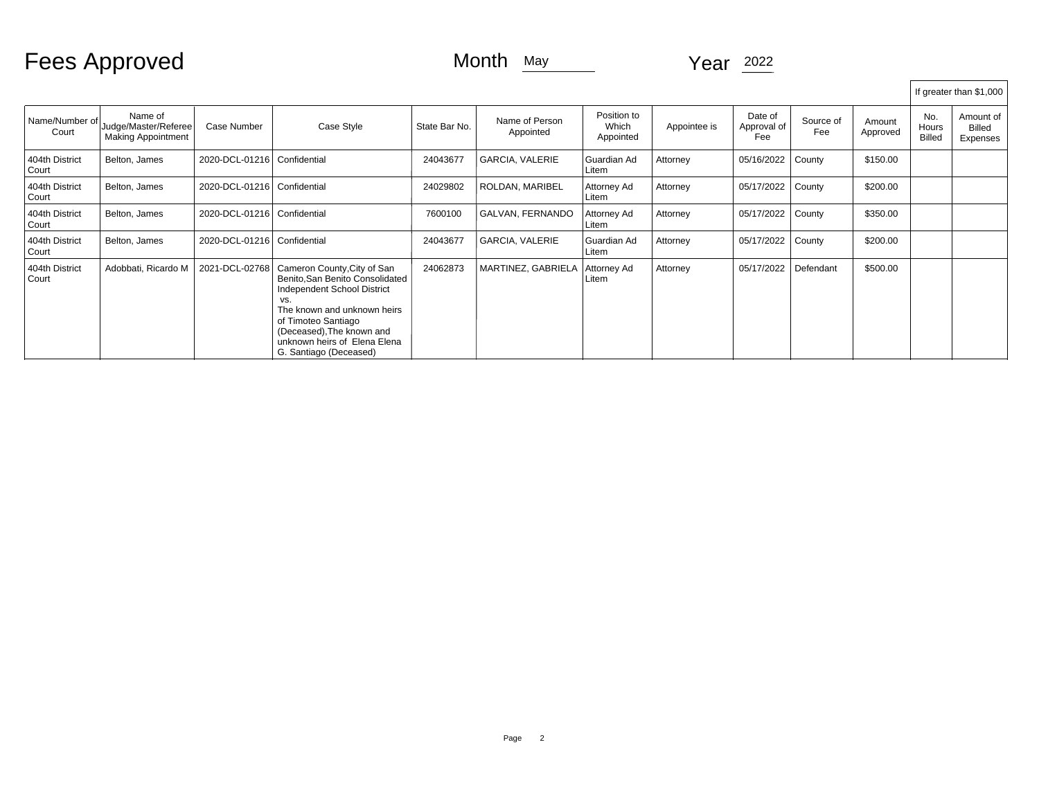# Fees Approved

Month May

Year 2022

| Name/Number of Court | Name of Judge/Master/Referee Making Appointment | Case Number | Case Style | State Bar No. | Name of Person Appointed | Position to Which Appointed | Appointee is | Date of Approval of Fee | Source of Fee | Amount Approved | If greater than $1,000 No. Hours Billed | Amount of Billed Expenses |
|---|---|---|---|---|---|---|---|---|---|---|---|---|
| 404th District Court | Belton, James | 2020-DCL-01216 | Confidential | 24043677 | GARCIA, VALERIE | Guardian Ad Litem | Attorney | 05/16/2022 | County | $150.00 | | |
| 404th District Court | Belton, James | 2020-DCL-01216 | Confidential | 24029802 | ROLDAN, MARIBEL | Attorney Ad Litem | Attorney | 05/17/2022 | County | $200.00 | | |
| 404th District Court | Belton, James | 2020-DCL-01216 | Confidential | 7600100 | GALVAN, FERNANDO | Attorney Ad Litem | Attorney | 05/17/2022 | County | $350.00 | | |
| 404th District Court | Belton, James | 2020-DCL-01216 | Confidential | 24043677 | GARCIA, VALERIE | Guardian Ad Litem | Attorney | 05/17/2022 | County | $200.00 | | |
| 404th District Court | Adobbati, Ricardo M | 2021-DCL-02768 | Cameron County,City of San Benito,San Benito Consolidated Independent School District vs. The known and unknown heirs of Timoteo Santiago (Deceased),The known and unknown heirs of Elena Elena G. Santiago (Deceased) | 24062873 | MARTINEZ, GABRIELA | Attorney Ad Litem | Attorney | 05/17/2022 | Defendant | $500.00 | | |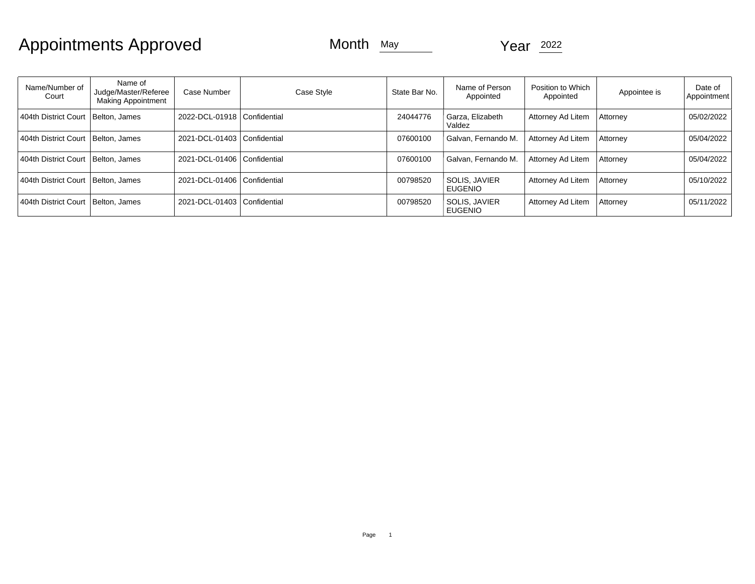# Appointments Approved

Month May Year 2022

| Name/Number of Court | Name of Judge/Master/Referee Making Appointment | Case Number | Case Style | State Bar No. | Name of Person Appointed | Position to Which Appointed | Appointee is | Date of Appointment |
|---|---|---|---|---|---|---|---|---|
| 404th District Court | Belton, James | 2022-DCL-01918 | Confidential | 24044776 | Garza, Elizabeth Valdez | Attorney Ad Litem | Attorney | 05/02/2022 |
| 404th District Court | Belton, James | 2021-DCL-01403 | Confidential | 07600100 | Galvan, Fernando M. | Attorney Ad Litem | Attorney | 05/04/2022 |
| 404th District Court | Belton, James | 2021-DCL-01406 | Confidential | 07600100 | Galvan, Fernando M. | Attorney Ad Litem | Attorney | 05/04/2022 |
| 404th District Court | Belton, James | 2021-DCL-01406 | Confidential | 00798520 | SOLIS, JAVIER EUGENIO | Attorney Ad Litem | Attorney | 05/10/2022 |
| 404th District Court | Belton, James | 2021-DCL-01403 | Confidential | 00798520 | SOLIS, JAVIER EUGENIO | Attorney Ad Litem | Attorney | 05/11/2022 |